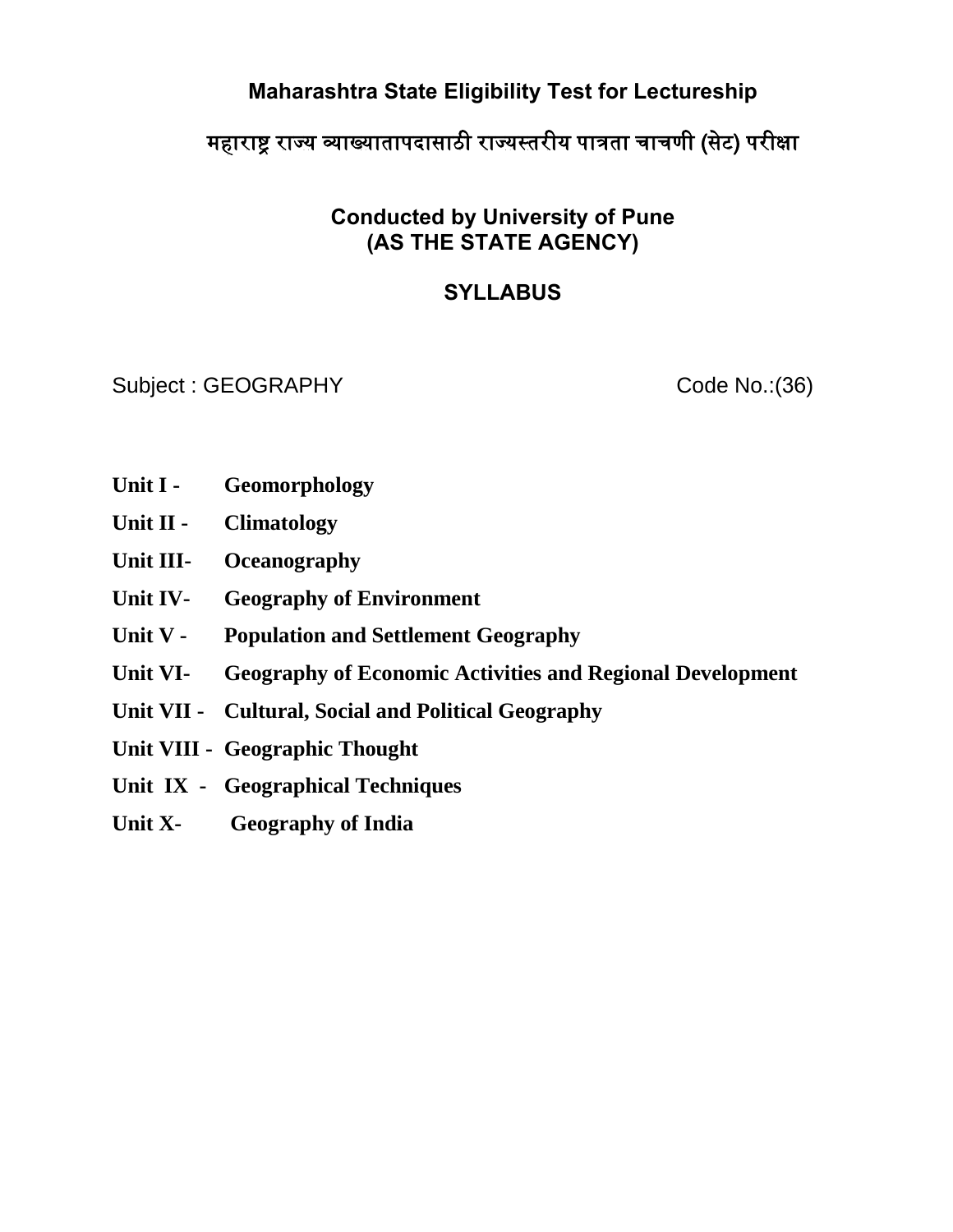# Maharashtra State Eligibility Test for Lectureship

## महाराष्ट्र राज्य व्याख्यातापदासाठी राज्यस्तरीय पात्रता चाचणी (सेट) परीक्षा

### Conducted by University of Pune
### (AS THE STATE AGENCY)

### SYLLABUS

Subject : GEOGRAPHY Code No.:(36)

**Unit I -** **Geomorphology**

**Unit II -** **Climatology**

**Unit III-** **Oceanography**

**Unit IV-** **Geography of Environment**

**Unit V -** **Population and Settlement Geography**

**Unit VI-** **Geography of Economic Activities and Regional Development**

**Unit VII -** **Cultural, Social and Political Geography**

**Unit VIII -** **Geographic Thought**

**Unit IX -** **Geographical Techniques**

**Unit X-** **Geography of India**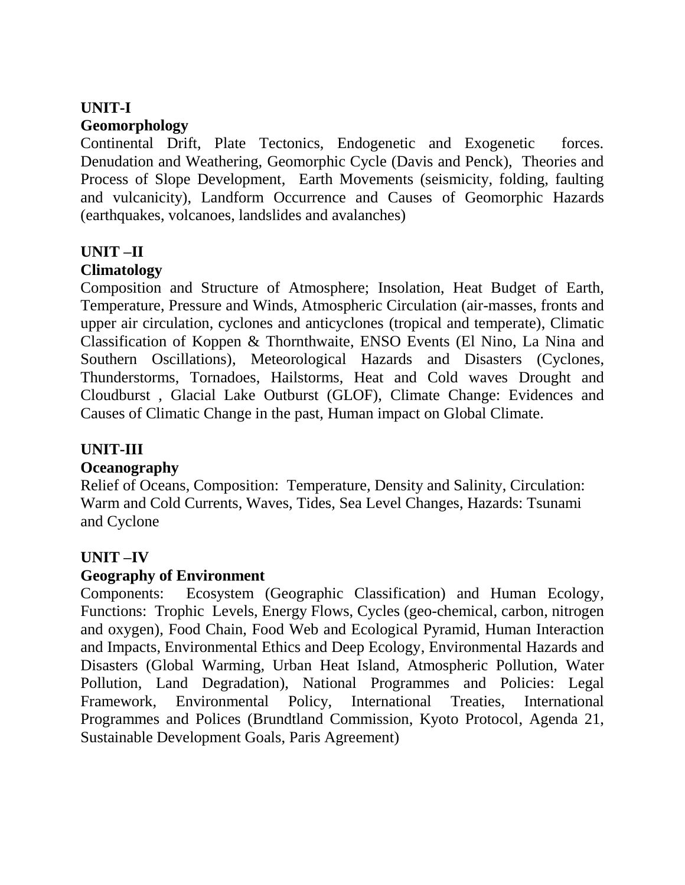**UNIT-I**

**Geomorphology**

Continental Drift, Plate Tectonics, Endogenetic and Exogenetic forces. Denudation and Weathering, Geomorphic Cycle (Davis and Penck), Theories and Process of Slope Development, Earth Movements (seismicity, folding, faulting and vulcanicity), Landform Occurrence and Causes of Geomorphic Hazards (earthquakes, volcanoes, landslides and avalanches)

**UNIT –II**

**Climatology**

Composition and Structure of Atmosphere; Insolation, Heat Budget of Earth, Temperature, Pressure and Winds, Atmospheric Circulation (air-masses, fronts and upper air circulation, cyclones and anticyclones (tropical and temperate), Climatic Classification of Koppen & Thornthwaite, ENSO Events (El Nino, La Nina and Southern Oscillations), Meteorological Hazards and Disasters (Cyclones, Thunderstorms, Tornadoes, Hailstorms, Heat and Cold waves Drought and Cloudburst , Glacial Lake Outburst (GLOF), Climate Change: Evidences and Causes of Climatic Change in the past, Human impact on Global Climate.

**UNIT-III**

**Oceanography**

Relief of Oceans, Composition: Temperature, Density and Salinity, Circulation: Warm and Cold Currents, Waves, Tides, Sea Level Changes, Hazards: Tsunami and Cyclone

**UNIT –IV**

**Geography of Environment**

Components: Ecosystem (Geographic Classification) and Human Ecology, Functions: Trophic Levels, Energy Flows, Cycles (geo-chemical, carbon, nitrogen and oxygen), Food Chain, Food Web and Ecological Pyramid, Human Interaction and Impacts, Environmental Ethics and Deep Ecology, Environmental Hazards and Disasters (Global Warming, Urban Heat Island, Atmospheric Pollution, Water Pollution, Land Degradation), National Programmes and Policies: Legal Framework, Environmental Policy, International Treaties, International Programmes and Polices (Brundtland Commission, Kyoto Protocol, Agenda 21, Sustainable Development Goals, Paris Agreement)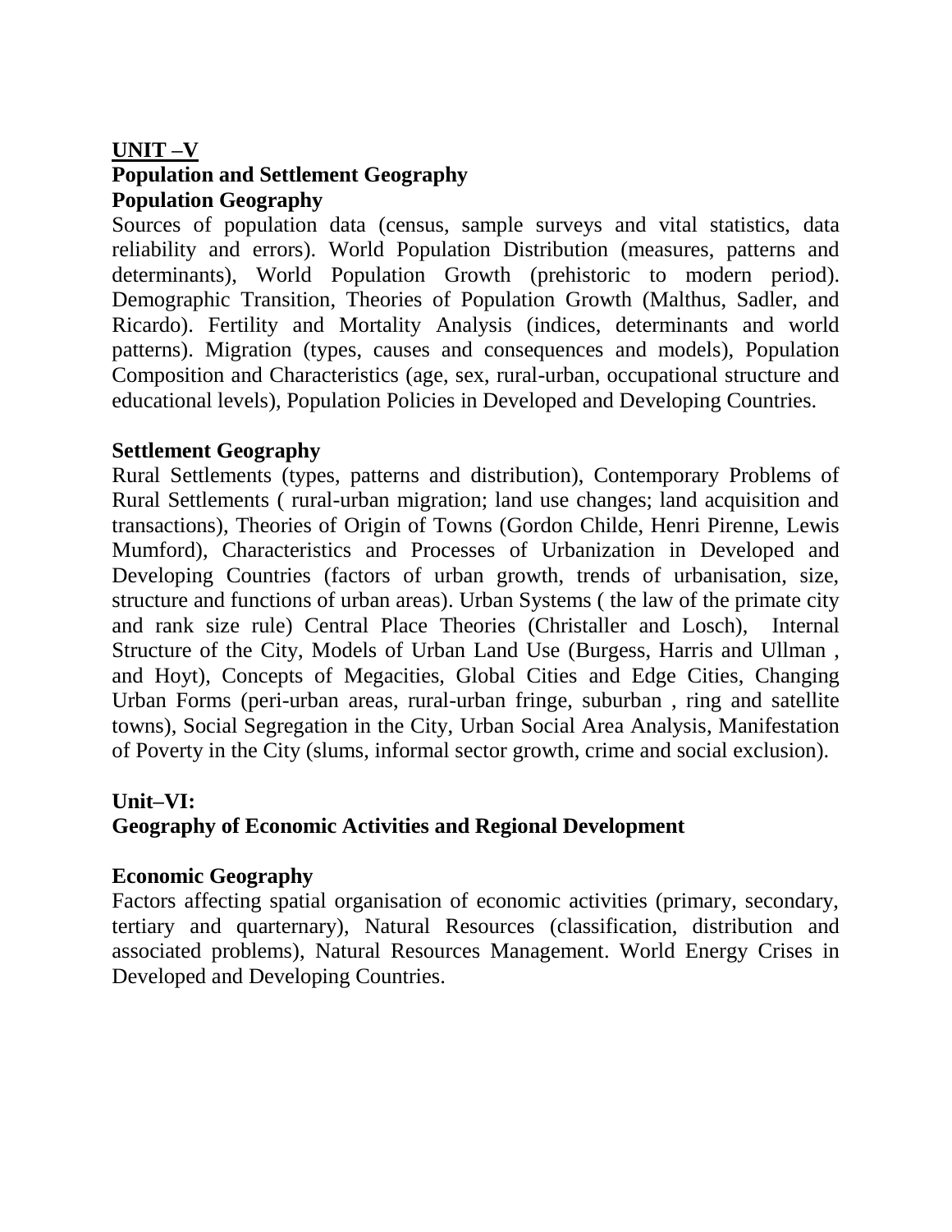## UNIT –V

### Population and Settlement Geography

### Population Geography

Sources of population data (census, sample surveys and vital statistics, data reliability and errors). World Population Distribution (measures, patterns and determinants), World Population Growth (prehistoric to modern period). Demographic Transition, Theories of Population Growth (Malthus, Sadler, and Ricardo). Fertility and Mortality Analysis (indices, determinants and world patterns). Migration (types, causes and consequences and models), Population Composition and Characteristics (age, sex, rural-urban, occupational structure and educational levels), Population Policies in Developed and Developing Countries.

### Settlement Geography

Rural Settlements (types, patterns and distribution), Contemporary Problems of Rural Settlements ( rural-urban migration; land use changes; land acquisition and transactions), Theories of Origin of Towns (Gordon Childe, Henri Pirenne, Lewis Mumford), Characteristics and Processes of Urbanization in Developed and Developing Countries (factors of urban growth, trends of urbanisation, size, structure and functions of urban areas). Urban Systems ( the law of the primate city and rank size rule) Central Place Theories (Christaller and Losch), Internal Structure of the City, Models of Urban Land Use (Burgess, Harris and Ullman , and Hoyt), Concepts of Megacities, Global Cities and Edge Cities, Changing Urban Forms (peri-urban areas, rural-urban fringe, suburban , ring and satellite towns), Social Segregation in the City, Urban Social Area Analysis, Manifestation of Poverty in the City (slums, informal sector growth, crime and social exclusion).

## Unit–VI:

### Geography of Economic Activities and Regional Development

### Economic Geography

Factors affecting spatial organisation of economic activities (primary, secondary, tertiary and quarternary), Natural Resources (classification, distribution and associated problems), Natural Resources Management. World Energy Crises in Developed and Developing Countries.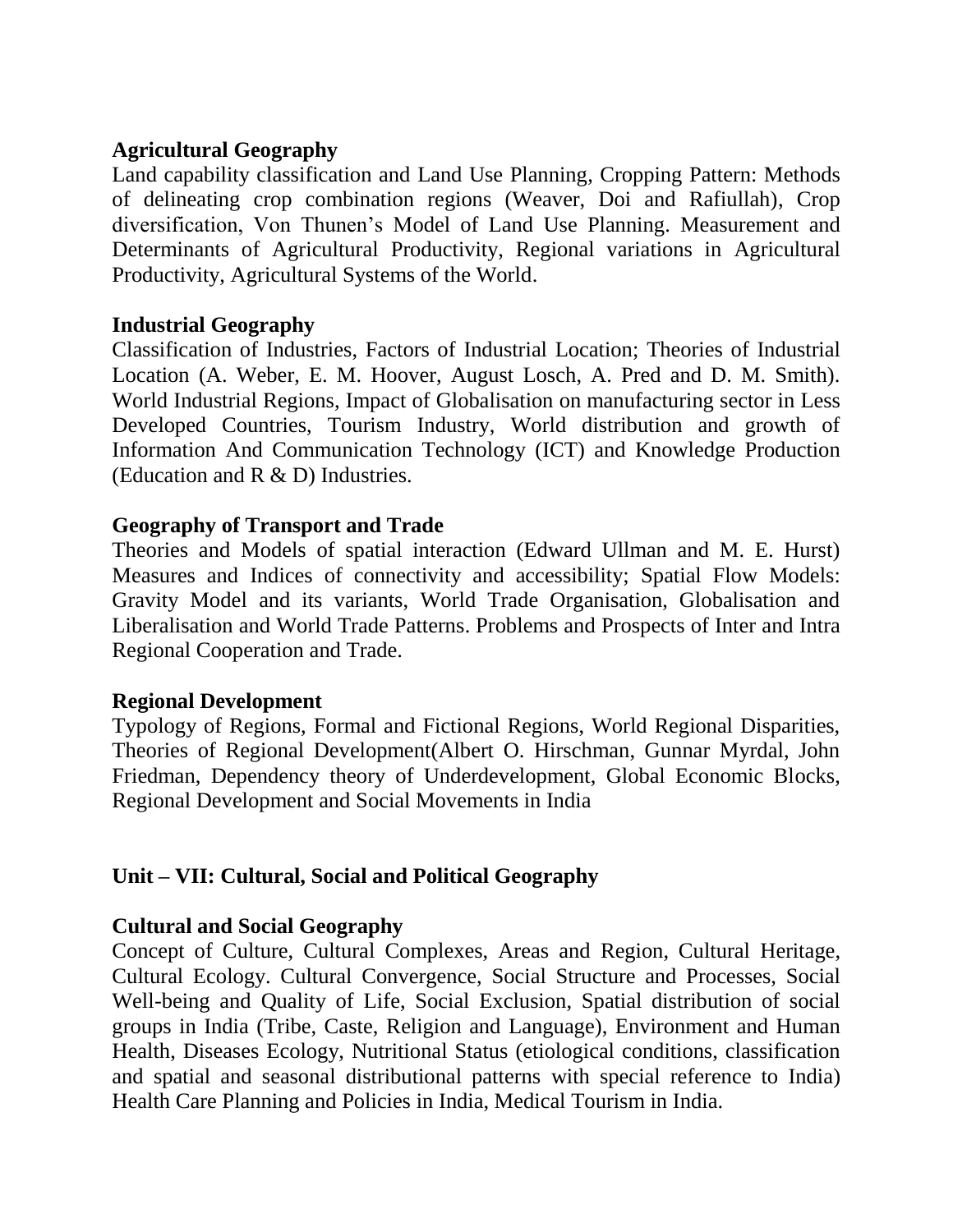**Agricultural Geography**

Land capability classification and Land Use Planning, Cropping Pattern: Methods of delineating crop combination regions (Weaver, Doi and Rafiullah), Crop diversification, Von Thunen's Model of Land Use Planning. Measurement and Determinants of Agricultural Productivity, Regional variations in Agricultural Productivity, Agricultural Systems of the World.

**Industrial Geography**

Classification of Industries, Factors of Industrial Location; Theories of Industrial Location (A. Weber, E. M. Hoover, August Losch, A. Pred and D. M. Smith). World Industrial Regions, Impact of Globalisation on manufacturing sector in Less Developed Countries, Tourism Industry, World distribution and growth of Information And Communication Technology (ICT) and Knowledge Production (Education and R & D) Industries.

**Geography of Transport and Trade**

Theories and Models of spatial interaction (Edward Ullman and M. E. Hurst) Measures and Indices of connectivity and accessibility; Spatial Flow Models: Gravity Model and its variants, World Trade Organisation, Globalisation and Liberalisation and World Trade Patterns. Problems and Prospects of Inter and Intra Regional Cooperation and Trade.

**Regional Development**

Typology of Regions, Formal and Fictional Regions, World Regional Disparities, Theories of Regional Development(Albert O. Hirschman, Gunnar Myrdal, John Friedman, Dependency theory of Underdevelopment, Global Economic Blocks, Regional Development and Social Movements in India

## Unit – VII: Cultural, Social and Political Geography

**Cultural and Social Geography**

Concept of Culture, Cultural Complexes, Areas and Region, Cultural Heritage, Cultural Ecology. Cultural Convergence, Social Structure and Processes, Social Well-being and Quality of Life, Social Exclusion, Spatial distribution of social groups in India (Tribe, Caste, Religion and Language), Environment and Human Health, Diseases Ecology, Nutritional Status (etiological conditions, classification and spatial and seasonal distributional patterns with special reference to India) Health Care Planning and Policies in India, Medical Tourism in India.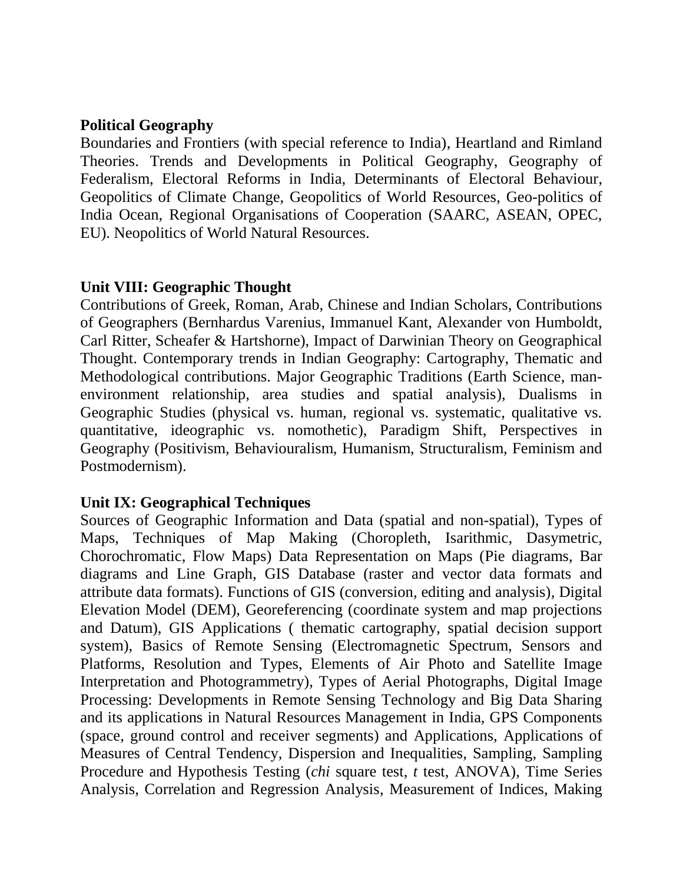**Political Geography**

Boundaries and Frontiers (with special reference to India), Heartland and Rimland Theories. Trends and Developments in Political Geography, Geography of Federalism, Electoral Reforms in India, Determinants of Electoral Behaviour, Geopolitics of Climate Change, Geopolitics of World Resources, Geo-politics of India Ocean, Regional Organisations of Cooperation (SAARC, ASEAN, OPEC, EU). Neopolitics of World Natural Resources.

**Unit VIII: Geographic Thought**

Contributions of Greek, Roman, Arab, Chinese and Indian Scholars, Contributions of Geographers (Bernhardus Varenius, Immanuel Kant, Alexander von Humboldt, Carl Ritter, Scheafer & Hartshorne), Impact of Darwinian Theory on Geographical Thought. Contemporary trends in Indian Geography: Cartography, Thematic and Methodological contributions. Major Geographic Traditions (Earth Science, man-environment relationship, area studies and spatial analysis), Dualisms in Geographic Studies (physical vs. human, regional vs. systematic, qualitative vs. quantitative, ideographic vs. nomothetic), Paradigm Shift, Perspectives in Geography (Positivism, Behaviouralism, Humanism, Structuralism, Feminism and Postmodernism).

**Unit IX: Geographical Techniques**

Sources of Geographic Information and Data (spatial and non-spatial), Types of Maps, Techniques of Map Making (Choropleth, Isarithmic, Dasymetric, Chorochromatic, Flow Maps) Data Representation on Maps (Pie diagrams, Bar diagrams and Line Graph, GIS Database (raster and vector data formats and attribute data formats). Functions of GIS (conversion, editing and analysis), Digital Elevation Model (DEM), Georeferencing (coordinate system and map projections and Datum), GIS Applications ( thematic cartography, spatial decision support system), Basics of Remote Sensing (Electromagnetic Spectrum, Sensors and Platforms, Resolution and Types, Elements of Air Photo and Satellite Image Interpretation and Photogrammetry), Types of Aerial Photographs, Digital Image Processing: Developments in Remote Sensing Technology and Big Data Sharing and its applications in Natural Resources Management in India, GPS Components (space, ground control and receiver segments) and Applications, Applications of Measures of Central Tendency, Dispersion and Inequalities, Sampling, Sampling Procedure and Hypothesis Testing (*chi* square test, *t* test, ANOVA), Time Series Analysis, Correlation and Regression Analysis, Measurement of Indices, Making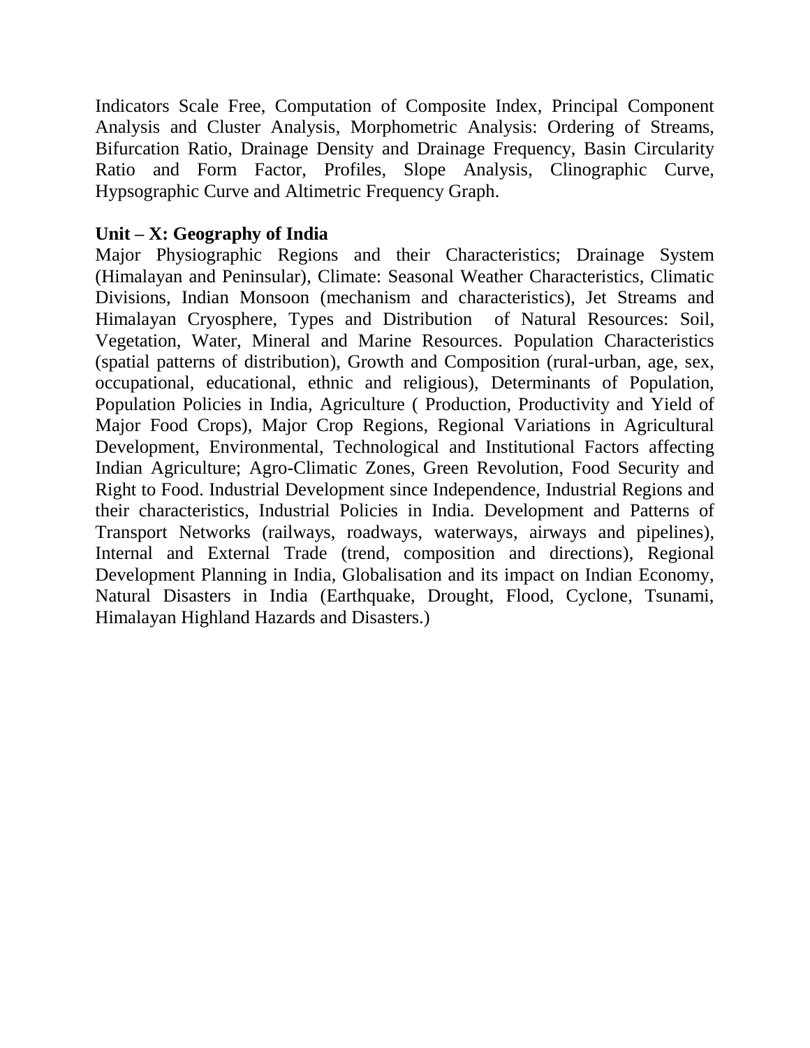Indicators Scale Free, Computation of Composite Index, Principal Component Analysis and Cluster Analysis, Morphometric Analysis: Ordering of Streams, Bifurcation Ratio, Drainage Density and Drainage Frequency, Basin Circularity Ratio and Form Factor, Profiles, Slope Analysis, Clinographic Curve, Hypsographic Curve and Altimetric Frequency Graph.

**Unit – X: Geography of India**

Major Physiographic Regions and their Characteristics; Drainage System (Himalayan and Peninsular), Climate: Seasonal Weather Characteristics, Climatic Divisions, Indian Monsoon (mechanism and characteristics), Jet Streams and Himalayan Cryosphere, Types and Distribution of Natural Resources: Soil, Vegetation, Water, Mineral and Marine Resources. Population Characteristics (spatial patterns of distribution), Growth and Composition (rural-urban, age, sex, occupational, educational, ethnic and religious), Determinants of Population, Population Policies in India, Agriculture ( Production, Productivity and Yield of Major Food Crops), Major Crop Regions, Regional Variations in Agricultural Development, Environmental, Technological and Institutional Factors affecting Indian Agriculture; Agro-Climatic Zones, Green Revolution, Food Security and Right to Food. Industrial Development since Independence, Industrial Regions and their characteristics, Industrial Policies in India. Development and Patterns of Transport Networks (railways, roadways, waterways, airways and pipelines), Internal and External Trade (trend, composition and directions), Regional Development Planning in India, Globalisation and its impact on Indian Economy, Natural Disasters in India (Earthquake, Drought, Flood, Cyclone, Tsunami, Himalayan Highland Hazards and Disasters.)